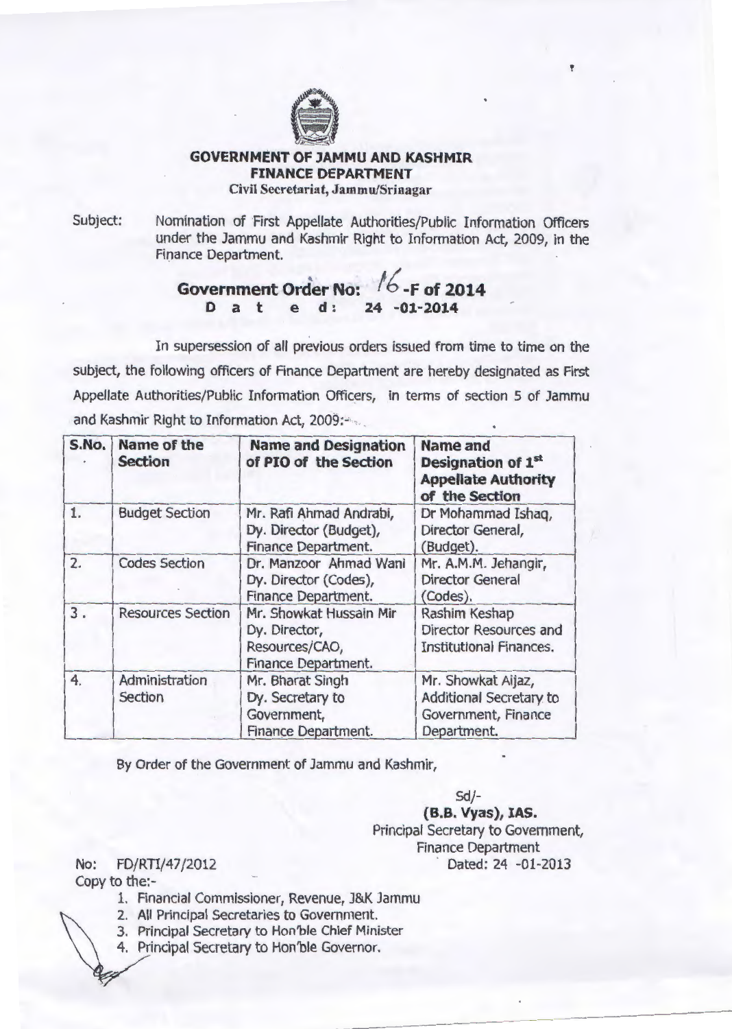# GOVERNMENT OF JAMMU AND KASHMIR
## FINANCE DEPARTMENT
**Civil Secretariat, Jammu/Srinagar**

Subject: Nomination of First Appellate Authorities/Public Information Officers under the Jammu and Kashmir Right to Information Act, 2009, in the Finance Department.

**Government Order No: 16-F of 2014**
**D a t e d : 24 -01-2014**

In supersession of all previous orders issued from time to time on the subject, the following officers of Finance Department are hereby designated as First Appellate Authorities/Public Information Officers, in terms of section 5 of Jammu and Kashmir Right to Information Act, 2009:-

| S.No. | Name of the Section | Name and Designation of PIO of the Section | Name and Designation of 1st Appellate Authority of the Section |
|---|---|---|---|
| 1. | Budget Section | Mr. Rafi Ahmad Andrabi, Dy. Director (Budget), Finance Department. | Dr Mohammad Ishaq, Director General, (Budget). |
| 2. | Codes Section | Dr. Manzoor Ahmad Wani Dy. Director (Codes), Finance Department. | Mr. A.M.M. Jehangir, Director General (Codes). |
| 3. | Resources Section | Mr. Showkat Hussain Mir Dy. Director, Resources/CAO, Finance Department. | Rashim Keshap Director Resources and Institutional Finances. |
| 4. | Administration Section | Mr. Bharat Singh Dy. Secretary to Government, Finance Department. | Mr. Showkat Aijaz, Additional Secretary to Government, Finance Department. |

By Order of the Government of Jammu and Kashmir,

Sd/-
**(B.B. Vyas), IAS.**
Principal Secretary to Government,
Finance Department
Dated: 24 -01-2013

No: FD/RTI/47/2012

Copy to the:-

1. Financial Commissioner, Revenue, J&K Jammu
2. All Principal Secretaries to Government.
3. Principal Secretary to Hon'ble Chief Minister
4. Principal Secretary to Hon'ble Governor.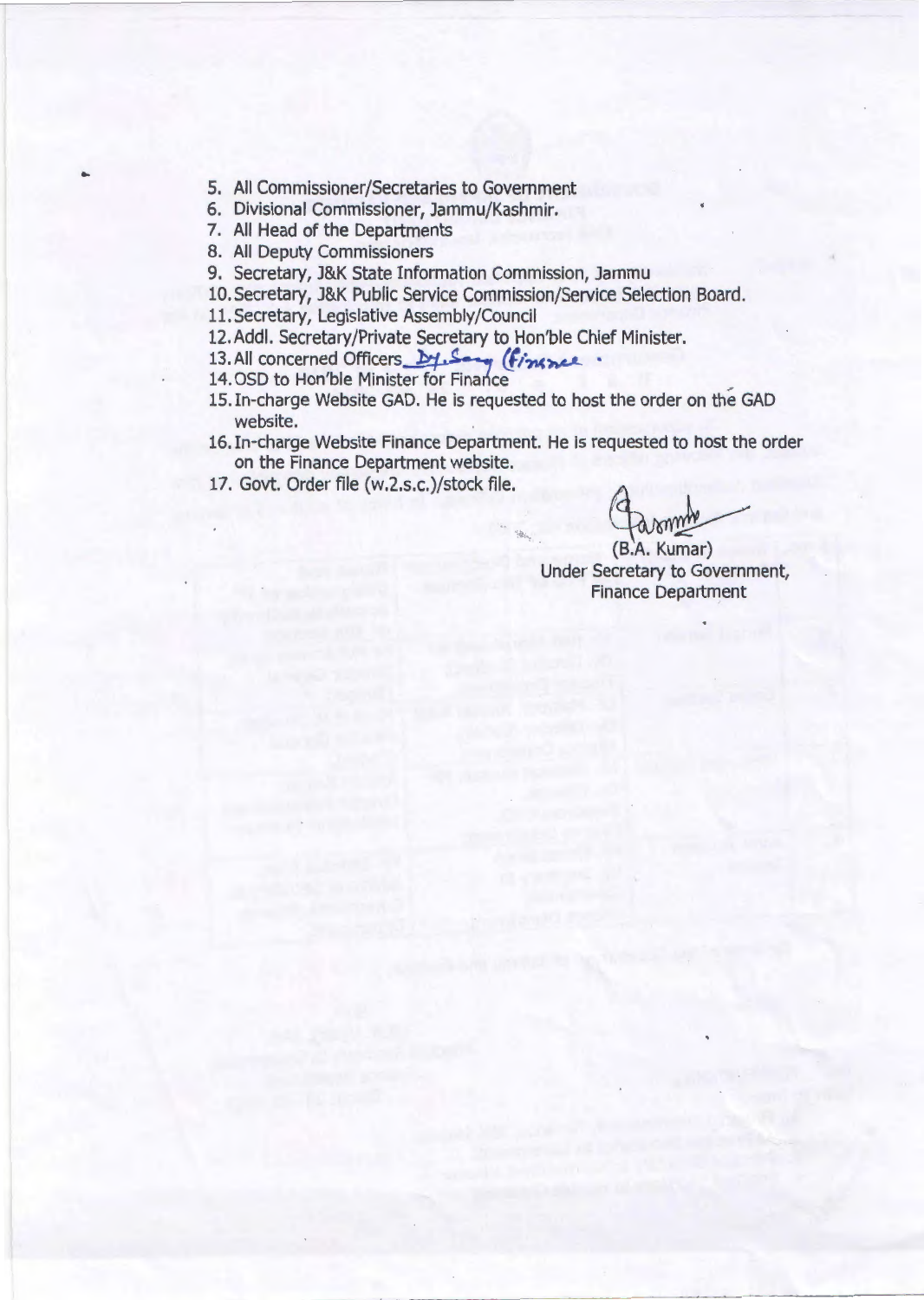5. All Commissioner/Secretaries to Government
6. Divisional Commissioner, Jammu/Kashmir.
7. All Head of the Departments
8. All Deputy Commissioners
9. Secretary, J&K State Information Commission, Jammu
10. Secretary, J&K Public Service Commission/Service Selection Board.
11. Secretary, Legislative Assembly/Council
12. Addl. Secretary/Private Secretary to Hon'ble Chief Minister.
13. All concerned Officers Dy. Secy (Finance).
14. OSD to Hon'ble Minister for Finance
15. In-charge Website GAD. He is requested to host the order on the GAD website.
16. In-charge Website Finance Department. He is requested to host the order on the Finance Department website.
17. Govt. Order file (w.2.s.c.)/stock file.

(B.A. Kumar)
Under Secretary to Government,
Finance Department